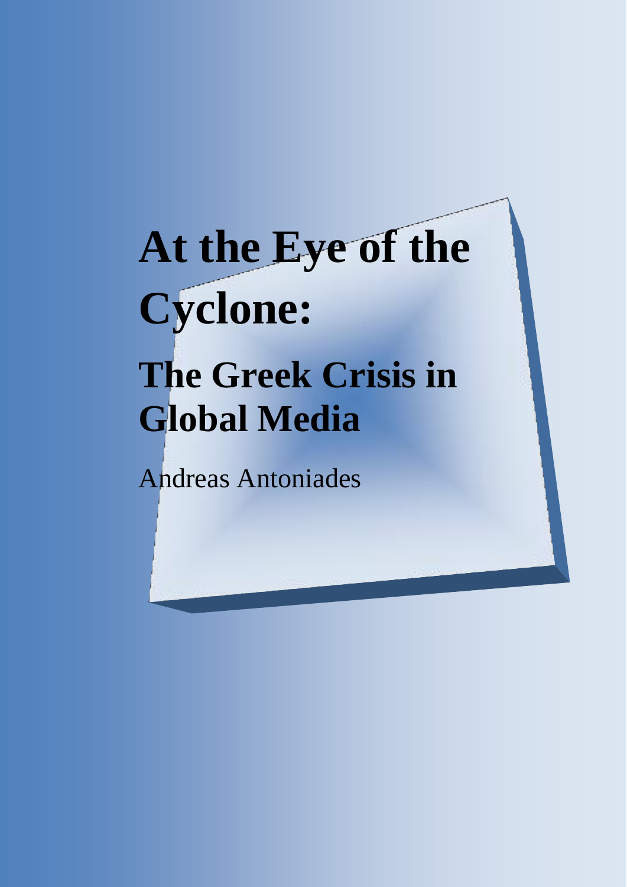# At the Eye of the Cyclone:

## The Greek Crisis in Global Media

Andreas Antoniades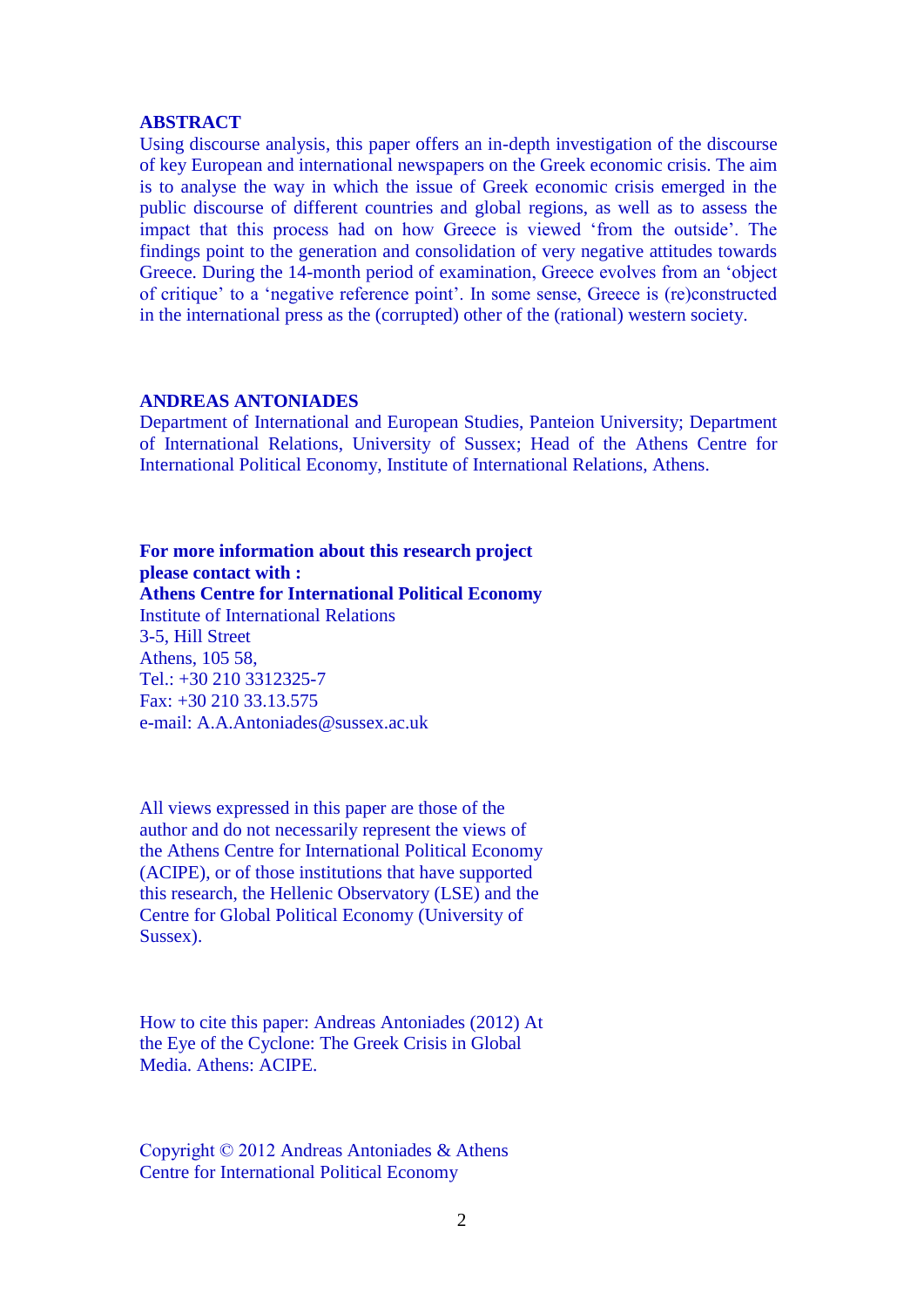## ABSTRACT

Using discourse analysis, this paper offers an in-depth investigation of the discourse of key European and international newspapers on the Greek economic crisis. The aim is to analyse the way in which the issue of Greek economic crisis emerged in the public discourse of different countries and global regions, as well as to assess the impact that this process had on how Greece is viewed 'from the outside'. The findings point to the generation and consolidation of very negative attitudes towards Greece. During the 14-month period of examination, Greece evolves from an 'object of critique' to a 'negative reference point'. In some sense, Greece is (re)constructed in the international press as the (corrupted) other of the (rational) western society.

## ANDREAS ANTONIADES

Department of International and European Studies, Panteion University; Department of International Relations, University of Sussex; Head of the Athens Centre for International Political Economy, Institute of International Relations, Athens.

**For more information about this research project please contact with :**
**Athens Centre for International Political Economy**
Institute of International Relations
3-5, Hill Street
Athens, 105 58,
Tel.: +30 210 3312325-7
Fax: +30 210 33.13.575
e-mail: A.A.Antoniades@sussex.ac.uk

All views expressed in this paper are those of the author and do not necessarily represent the views of the Athens Centre for International Political Economy (ACIPE), or of those institutions that have supported this research, the Hellenic Observatory (LSE) and the Centre for Global Political Economy (University of Sussex).

How to cite this paper: Andreas Antoniades (2012) At the Eye of the Cyclone: The Greek Crisis in Global Media. Athens: ACIPE.

Copyright © 2012 Andreas Antoniades & Athens Centre for International Political Economy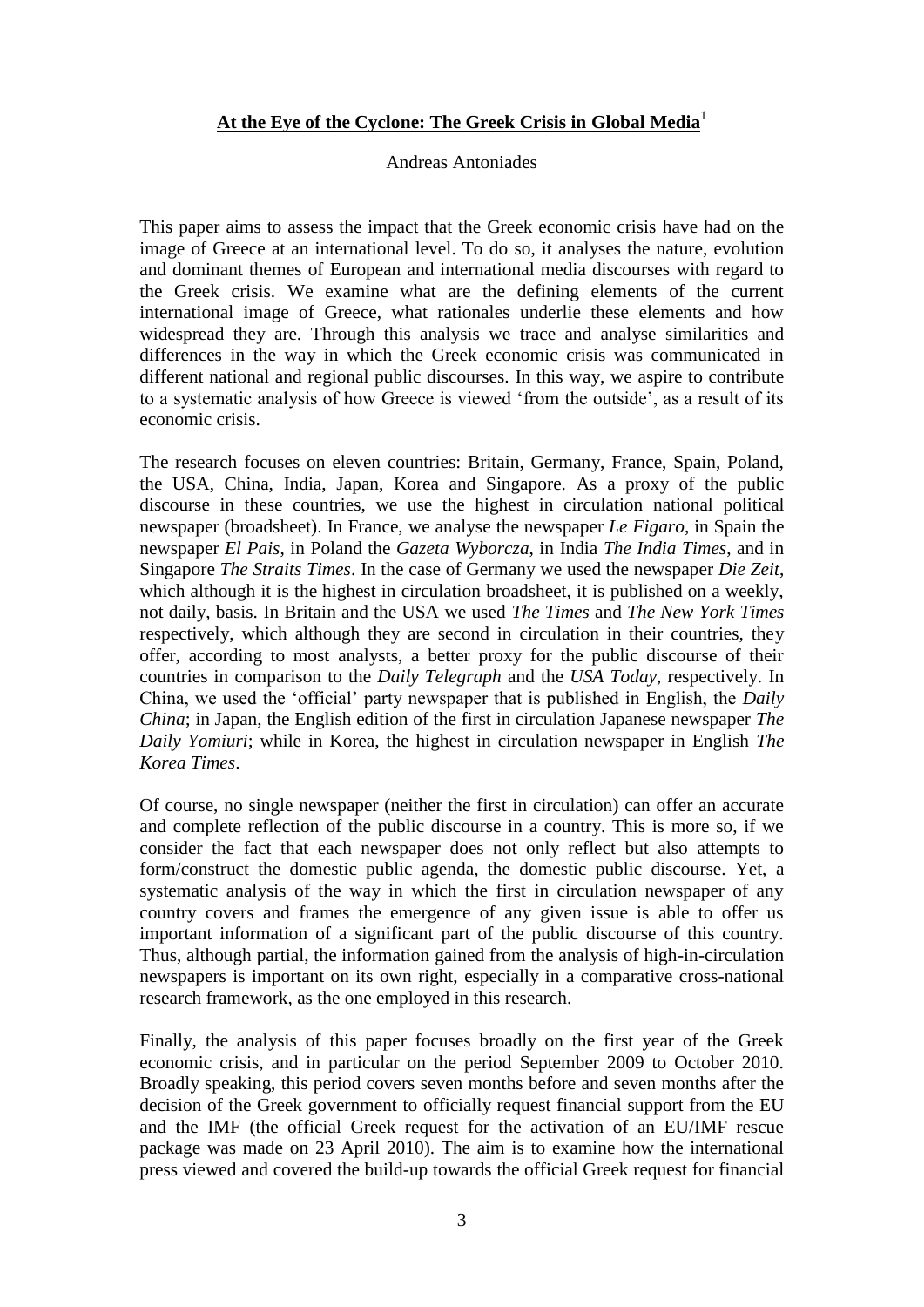# **At the Eye of the Cyclone: The Greek Crisis in Global Media**[1]

Andreas Antoniades

This paper aims to assess the impact that the Greek economic crisis have had on the image of Greece at an international level. To do so, it analyses the nature, evolution and dominant themes of European and international media discourses with regard to the Greek crisis. We examine what are the defining elements of the current international image of Greece, what rationales underlie these elements and how widespread they are. Through this analysis we trace and analyse similarities and differences in the way in which the Greek economic crisis was communicated in different national and regional public discourses. In this way, we aspire to contribute to a systematic analysis of how Greece is viewed 'from the outside', as a result of its economic crisis.

The research focuses on eleven countries: Britain, Germany, France, Spain, Poland, the USA, China, India, Japan, Korea and Singapore. As a proxy of the public discourse in these countries, we use the highest in circulation national political newspaper (broadsheet). In France, we analyse the newspaper *Le Figaro*, in Spain the newspaper *El Pais*, in Poland the *Gazeta Wyborcza*, in India *The India Times*, and in Singapore *The Straits Times*. In the case of Germany we used the newspaper *Die Zeit*, which although it is the highest in circulation broadsheet, it is published on a weekly, not daily, basis. In Britain and the USA we used *The Times* and *The New York Times* respectively, which although they are second in circulation in their countries, they offer, according to most analysts, a better proxy for the public discourse of their countries in comparison to the *Daily Telegraph* and the *USA Today*, respectively. In China, we used the 'official' party newspaper that is published in English, the *Daily China*; in Japan, the English edition of the first in circulation Japanese newspaper *The Daily Yomiuri*; while in Korea, the highest in circulation newspaper in English *The Korea Times*.

Of course, no single newspaper (neither the first in circulation) can offer an accurate and complete reflection of the public discourse in a country. This is more so, if we consider the fact that each newspaper does not only reflect but also attempts to form/construct the domestic public agenda, the domestic public discourse. Yet, a systematic analysis of the way in which the first in circulation newspaper of any country covers and frames the emergence of any given issue is able to offer us important information of a significant part of the public discourse of this country. Thus, although partial, the information gained from the analysis of high-in-circulation newspapers is important on its own right, especially in a comparative cross-national research framework, as the one employed in this research.

Finally, the analysis of this paper focuses broadly on the first year of the Greek economic crisis, and in particular on the period September 2009 to October 2010. Broadly speaking, this period covers seven months before and seven months after the decision of the Greek government to officially request financial support from the EU and the IMF (the official Greek request for the activation of an EU/IMF rescue package was made on 23 April 2010). The aim is to examine how the international press viewed and covered the build-up towards the official Greek request for financial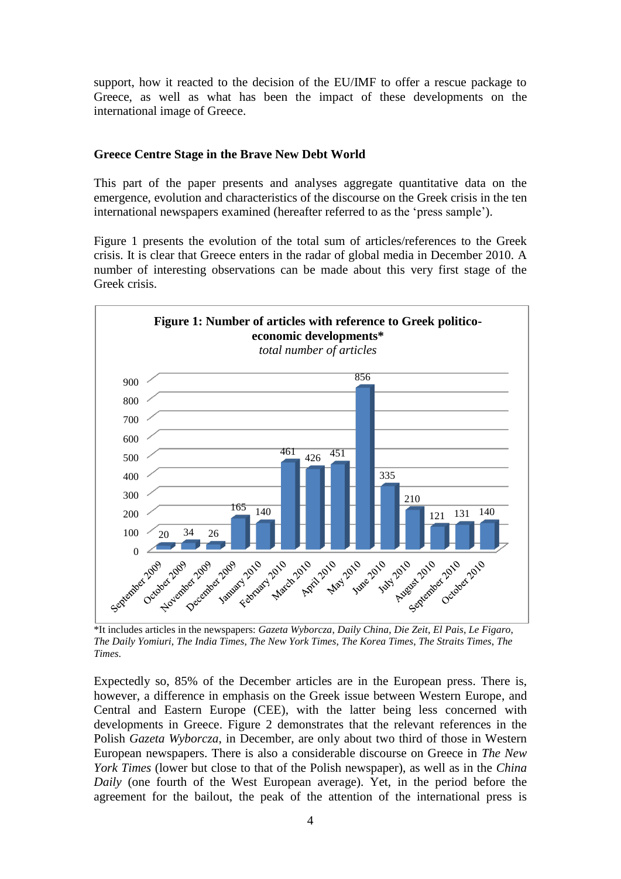support, how it reacted to the decision of the EU/IMF to offer a rescue package to Greece, as well as what has been the impact of these developments on the international image of Greece.

### Greece Centre Stage in the Brave New Debt World

This part of the paper presents and analyses aggregate quantitative data on the emergence, evolution and characteristics of the discourse on the Greek crisis in the ten international newspapers examined (hereafter referred to as the 'press sample').

Figure 1 presents the evolution of the total sum of articles/references to the Greek crisis. It is clear that Greece enters in the radar of global media in December 2010. A number of interesting observations can be made about this very first stage of the Greek crisis.

**Figure 1: Number of articles with reference to Greek politico-economic developments***

*total number of articles*

| Month | Number of articles |
|---|---|
| September 2009 | 20 |
| October 2009 | 34 |
| November 2009 | 26 |
| December 2009 | 165 |
| January 2010 | 140 |
| February 2010 | 461 |
| March 2010 | 426 |
| April 2010 | 451 |
| May 2010 | 856 |
| June 2010 | 335 |
| July 2010 | 210 |
| August 2010 | 121 |
| September 2010 | 131 |
| October 2010 | 140 |

*It includes articles in the newspapers: *Gazeta Wyborcza*, *Daily China*, *Die Zeit*, *El Pais*, *Le Figaro*, *The Daily Yomiuri*, *The India Times*, *The New York Times*, *The Korea Times*, *The Straits Times*, *The Times*.

Expectedly so, 85% of the December articles are in the European press. There is, however, a difference in emphasis on the Greek issue between Western Europe, and Central and Eastern Europe (CEE), with the latter being less concerned with developments in Greece. Figure 2 demonstrates that the relevant references in the Polish *Gazeta Wyborcza*, in December, are only about two third of those in Western European newspapers. There is also a considerable discourse on Greece in *The New York Times* (lower but close to that of the Polish newspaper), as well as in the *China Daily* (one fourth of the West European average). Yet, in the period before the agreement for the bailout, the peak of the attention of the international press is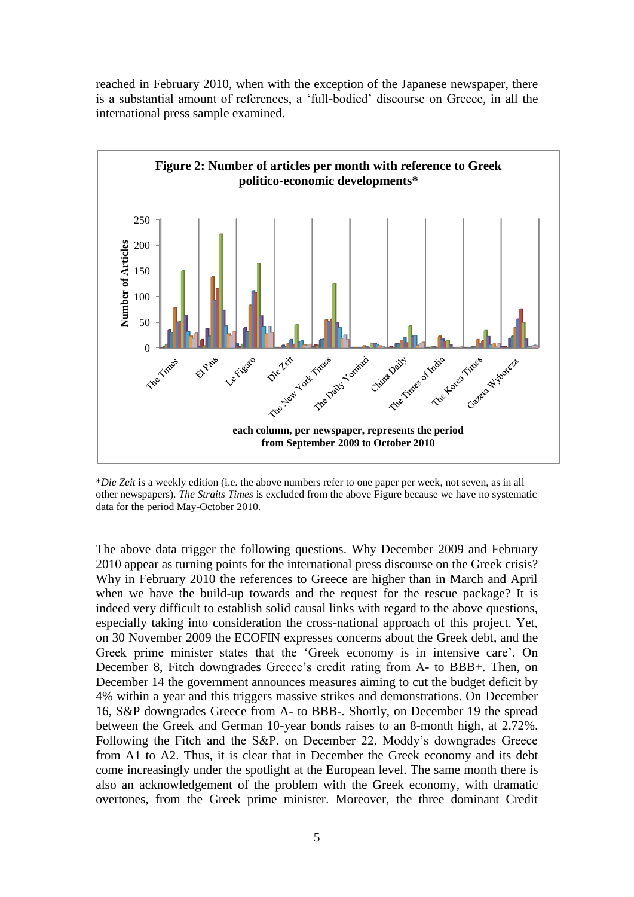reached in February 2010, when with the exception of the Japanese newspaper, there is a substantial amount of references, a 'full-bodied' discourse on Greece, in all the international press sample examined.

**Figure 2: Number of articles per month with reference to Greek politico-economic developments***

\**Die Zeit* is a weekly edition (i.e. the above numbers refer to one paper per week, not seven, as in all other newspapers). *The Straits Times* is excluded from the above Figure because we have no systematic data for the period May-October 2010.

The above data trigger the following questions. Why December 2009 and February 2010 appear as turning points for the international press discourse on the Greek crisis? Why in February 2010 the references to Greece are higher than in March and April when we have the build-up towards and the request for the rescue package? It is indeed very difficult to establish solid causal links with regard to the above questions, especially taking into consideration the cross-national approach of this project. Yet, on 30 November 2009 the ECOFIN expresses concerns about the Greek debt, and the Greek prime minister states that the 'Greek economy is in intensive care'. On December 8, Fitch downgrades Greece's credit rating from A- to BBB+. Then, on December 14 the government announces measures aiming to cut the budget deficit by 4% within a year and this triggers massive strikes and demonstrations. On December 16, S&P downgrades Greece from A- to BBB-. Shortly, on December 19 the spread between the Greek and German 10-year bonds raises to an 8-month high, at 2.72%. Following the Fitch and the S&P, on December 22, Moddy's downgrades Greece from A1 to A2. Thus, it is clear that in December the Greek economy and its debt come increasingly under the spotlight at the European level. The same month there is also an acknowledgement of the problem with the Greek economy, with dramatic overtones, from the Greek prime minister. Moreover, the three dominant Credit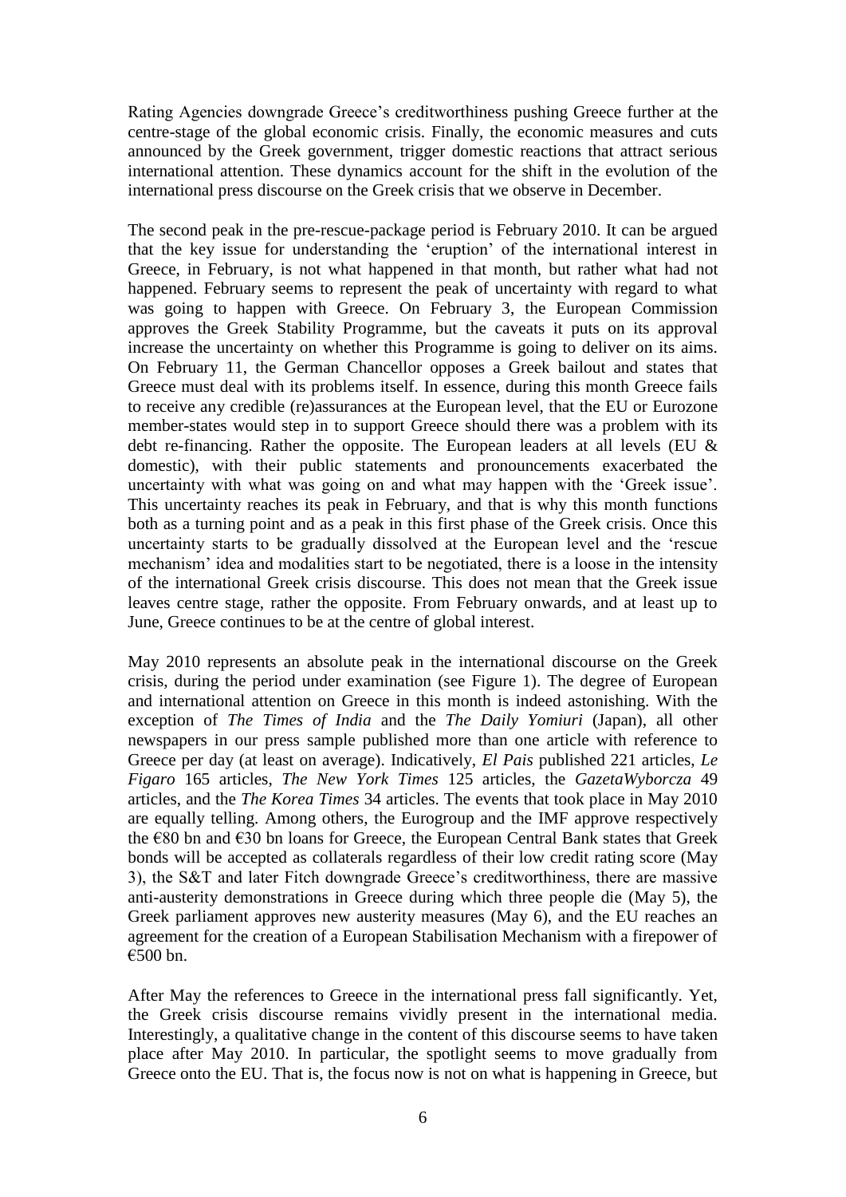Rating Agencies downgrade Greece's creditworthiness pushing Greece further at the centre-stage of the global economic crisis. Finally, the economic measures and cuts announced by the Greek government, trigger domestic reactions that attract serious international attention. These dynamics account for the shift in the evolution of the international press discourse on the Greek crisis that we observe in December.

The second peak in the pre-rescue-package period is February 2010. It can be argued that the key issue for understanding the 'eruption' of the international interest in Greece, in February, is not what happened in that month, but rather what had not happened. February seems to represent the peak of uncertainty with regard to what was going to happen with Greece. On February 3, the European Commission approves the Greek Stability Programme, but the caveats it puts on its approval increase the uncertainty on whether this Programme is going to deliver on its aims. On February 11, the German Chancellor opposes a Greek bailout and states that Greece must deal with its problems itself. In essence, during this month Greece fails to receive any credible (re)assurances at the European level, that the EU or Eurozone member-states would step in to support Greece should there was a problem with its debt re-financing. Rather the opposite. The European leaders at all levels (EU & domestic), with their public statements and pronouncements exacerbated the uncertainty with what was going on and what may happen with the 'Greek issue'. This uncertainty reaches its peak in February, and that is why this month functions both as a turning point and as a peak in this first phase of the Greek crisis. Once this uncertainty starts to be gradually dissolved at the European level and the 'rescue mechanism' idea and modalities start to be negotiated, there is a loose in the intensity of the international Greek crisis discourse. This does not mean that the Greek issue leaves centre stage, rather the opposite. From February onwards, and at least up to June, Greece continues to be at the centre of global interest.

May 2010 represents an absolute peak in the international discourse on the Greek crisis, during the period under examination (see Figure 1). The degree of European and international attention on Greece in this month is indeed astonishing. With the exception of *The Times of India* and the *The Daily Yomiuri* (Japan), all other newspapers in our press sample published more than one article with reference to Greece per day (at least on average). Indicatively, *El Pais* published 221 articles, *Le Figaro* 165 articles, *The New York Times* 125 articles, the *GazetaWyborcza* 49 articles, and the *The Korea Times* 34 articles. The events that took place in May 2010 are equally telling. Among others, the Eurogroup and the IMF approve respectively the €80 bn and €30 bn loans for Greece, the European Central Bank states that Greek bonds will be accepted as collaterals regardless of their low credit rating score (May 3), the S&T and later Fitch downgrade Greece's creditworthiness, there are massive anti-austerity demonstrations in Greece during which three people die (May 5), the Greek parliament approves new austerity measures (May 6), and the EU reaches an agreement for the creation of a European Stabilisation Mechanism with a firepower of €500 bn.

After May the references to Greece in the international press fall significantly. Yet, the Greek crisis discourse remains vividly present in the international media. Interestingly, a qualitative change in the content of this discourse seems to have taken place after May 2010. In particular, the spotlight seems to move gradually from Greece onto the EU. That is, the focus now is not on what is happening in Greece, but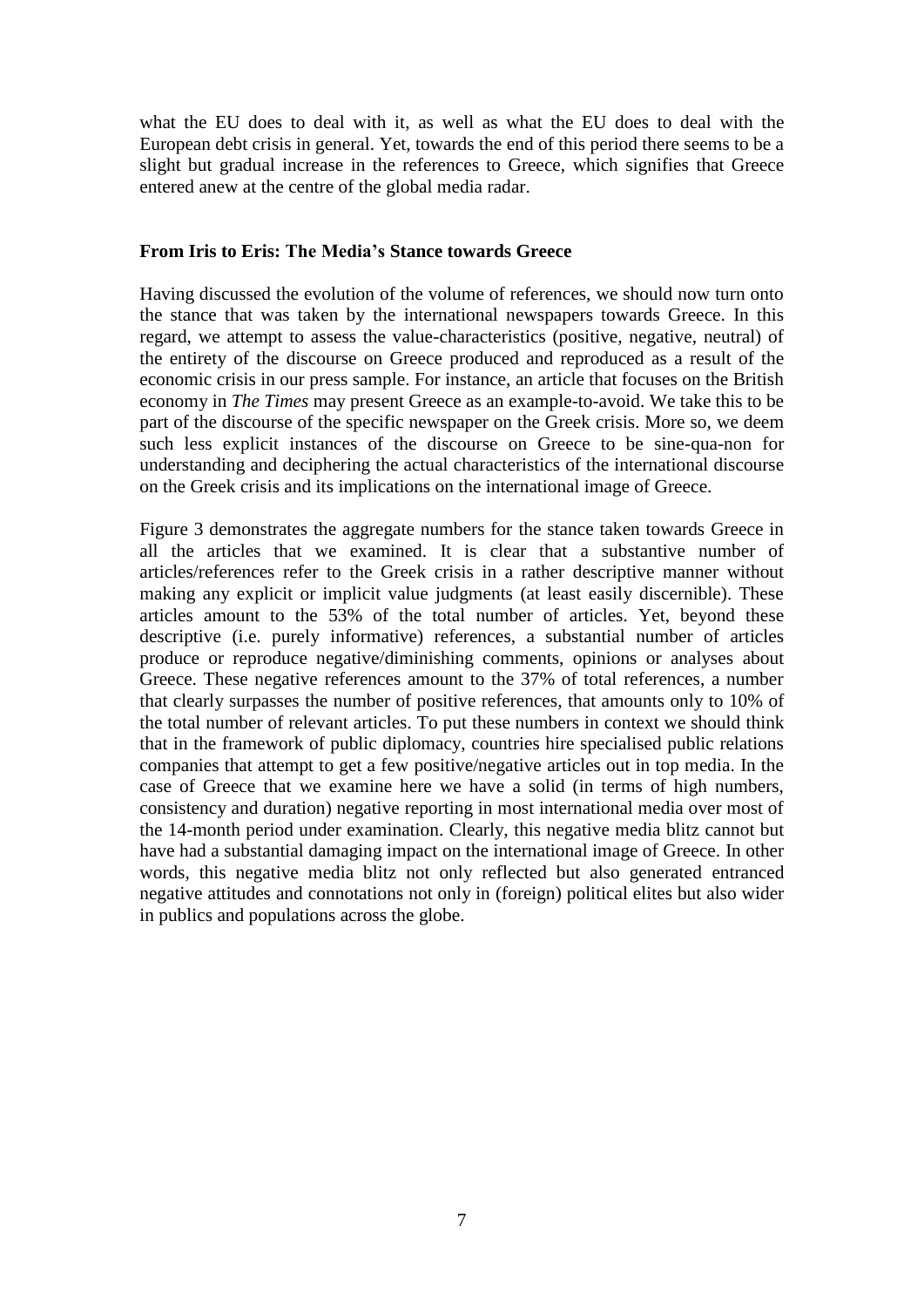what the EU does to deal with it, as well as what the EU does to deal with the European debt crisis in general. Yet, towards the end of this period there seems to be a slight but gradual increase in the references to Greece, which signifies that Greece entered anew at the centre of the global media radar.

### From Iris to Eris: The Media's Stance towards Greece

Having discussed the evolution of the volume of references, we should now turn onto the stance that was taken by the international newspapers towards Greece. In this regard, we attempt to assess the value-characteristics (positive, negative, neutral) of the entirety of the discourse on Greece produced and reproduced as a result of the economic crisis in our press sample. For instance, an article that focuses on the British economy in *The Times* may present Greece as an example-to-avoid. We take this to be part of the discourse of the specific newspaper on the Greek crisis. More so, we deem such less explicit instances of the discourse on Greece to be sine-qua-non for understanding and deciphering the actual characteristics of the international discourse on the Greek crisis and its implications on the international image of Greece.

Figure 3 demonstrates the aggregate numbers for the stance taken towards Greece in all the articles that we examined. It is clear that a substantive number of articles/references refer to the Greek crisis in a rather descriptive manner without making any explicit or implicit value judgments (at least easily discernible). These articles amount to the 53% of the total number of articles. Yet, beyond these descriptive (i.e. purely informative) references, a substantial number of articles produce or reproduce negative/diminishing comments, opinions or analyses about Greece. These negative references amount to the 37% of total references, a number that clearly surpasses the number of positive references, that amounts only to 10% of the total number of relevant articles. To put these numbers in context we should think that in the framework of public diplomacy, countries hire specialised public relations companies that attempt to get a few positive/negative articles out in top media. In the case of Greece that we examine here we have a solid (in terms of high numbers, consistency and duration) negative reporting in most international media over most of the 14-month period under examination. Clearly, this negative media blitz cannot but have had a substantial damaging impact on the international image of Greece. In other words, this negative media blitz not only reflected but also generated entranced negative attitudes and connotations not only in (foreign) political elites but also wider in publics and populations across the globe.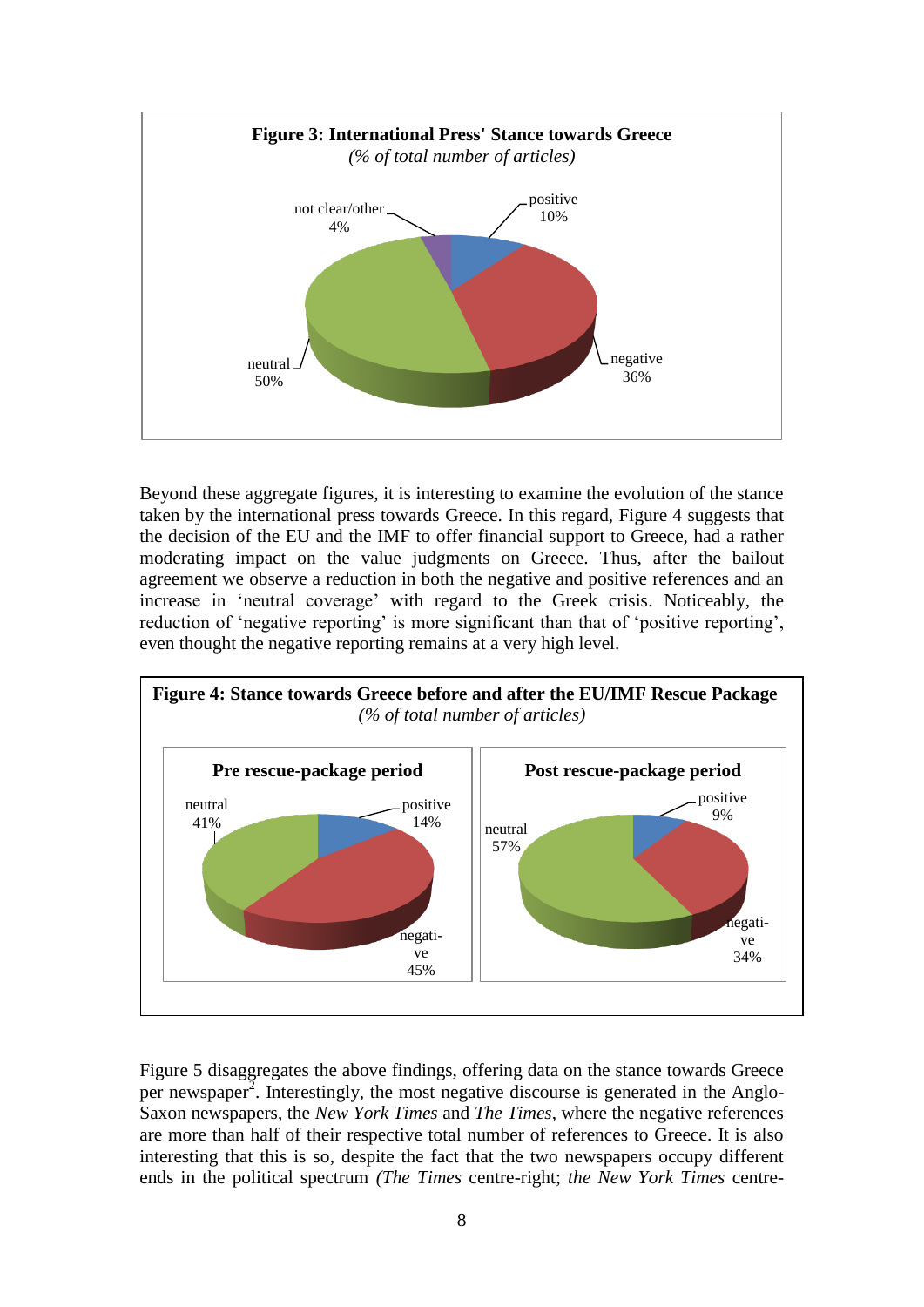**Figure 3: International Press' Stance towards Greece**
*(% of total number of articles)*

| Stance | % |
|---|---|
| positive | 10% |
| negative | 36% |
| neutral | 50% |
| not clear/other | 4% |

Beyond these aggregate figures, it is interesting to examine the evolution of the stance taken by the international press towards Greece. In this regard, Figure 4 suggests that the decision of the EU and the IMF to offer financial support to Greece, had a rather moderating impact on the value judgments on Greece. Thus, after the bailout agreement we observe a reduction in both the negative and positive references and an increase in 'neutral coverage' with regard to the Greek crisis. Noticeably, the reduction of 'negative reporting' is more significant than that of 'positive reporting', even thought the negative reporting remains at a very high level.

**Figure 4: Stance towards Greece before and after the EU/IMF Rescue Package**
*(% of total number of articles)*

| Stance | Pre rescue-package period | Post rescue-package period |
|---|---|---|
| positive | 14% | 9% |
| negative | 45% | 34% |
| neutral | 41% | 57% |

Figure 5 disaggregates the above findings, offering data on the stance towards Greece per newspaper[2]. Interestingly, the most negative discourse is generated in the Anglo-Saxon newspapers, the *New York Times* and *The Times*, where the negative references are more than half of their respective total number of references to Greece. It is also interesting that this is so, despite the fact that the two newspapers occupy different ends in the political spectrum *(The Times* centre-right; *the New York Times* centre-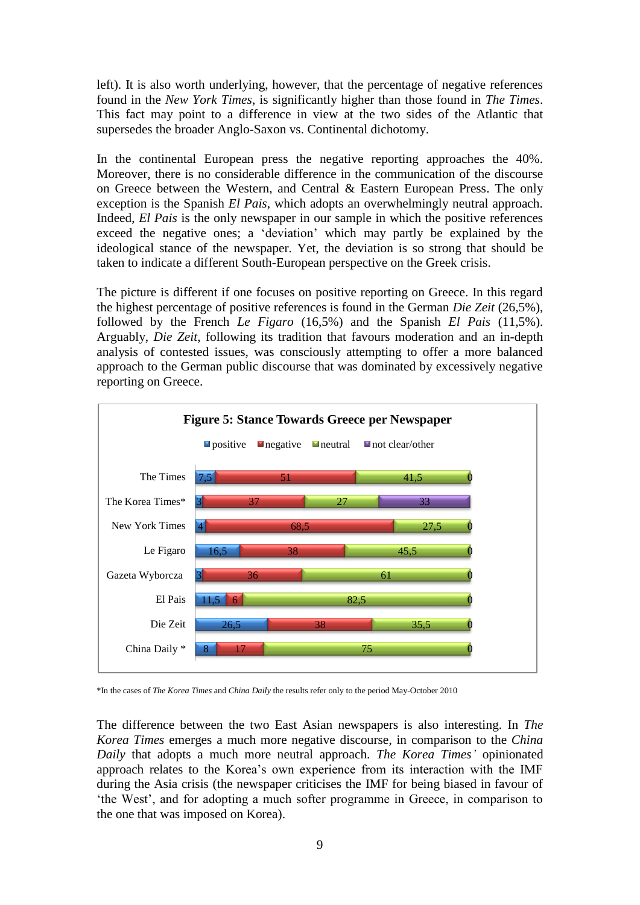left). It is also worth underlying, however, that the percentage of negative references found in the *New York Times*, is significantly higher than those found in *The Times*. This fact may point to a difference in view at the two sides of the Atlantic that supersedes the broader Anglo-Saxon vs. Continental dichotomy.

In the continental European press the negative reporting approaches the 40%. Moreover, there is no considerable difference in the communication of the discourse on Greece between the Western, and Central & Eastern European Press. The only exception is the Spanish *El Pais*, which adopts an overwhelmingly neutral approach. Indeed, *El Pais* is the only newspaper in our sample in which the positive references exceed the negative ones; a 'deviation' which may partly be explained by the ideological stance of the newspaper. Yet, the deviation is so strong that should be taken to indicate a different South-European perspective on the Greek crisis.

The picture is different if one focuses on positive reporting on Greece. In this regard the highest percentage of positive references is found in the German *Die Zeit* (26,5%), followed by the French *Le Figaro* (16,5%) and the Spanish *El Pais* (11,5%). Arguably, *Die Zeit*, following its tradition that favours moderation and an in-depth analysis of contested issues, was consciously attempting to offer a more balanced approach to the German public discourse that was dominated by excessively negative reporting on Greece.

**Figure 5: Stance Towards Greece per Newspaper**

| Newspaper | positive | negative | neutral | not clear/other |
|---|---|---|---|---|
| The Times | 7,5 | 51 | 41,5 | 0 |
| The Korea Times* | 3 | 37 | 27 | 33 |
| New York Times | 4 | 68,5 | 27,5 | 0 |
| Le Figaro | 16,5 | 38 | 45,5 | 0 |
| Gazeta Wyborcza | 3 | 36 | 61 | 0 |
| El Pais | 11,5 | 6 | 82,5 | 0 |
| Die Zeit | 26,5 | 38 | 35,5 | 0 |
| China Daily * | 8 | 17 | 75 | 0 |

*In the cases of *The Korea Times* and *China Daily* the results refer only to the period May-October 2010

The difference between the two East Asian newspapers is also interesting. In *The Korea Times* emerges a much more negative discourse, in comparison to the *China Daily* that adopts a much more neutral approach. *The Korea Times'* opinionated approach relates to the Korea's own experience from its interaction with the IMF during the Asia crisis (the newspaper criticises the IMF for being biased in favour of 'the West', and for adopting a much softer programme in Greece, in comparison to the one that was imposed on Korea).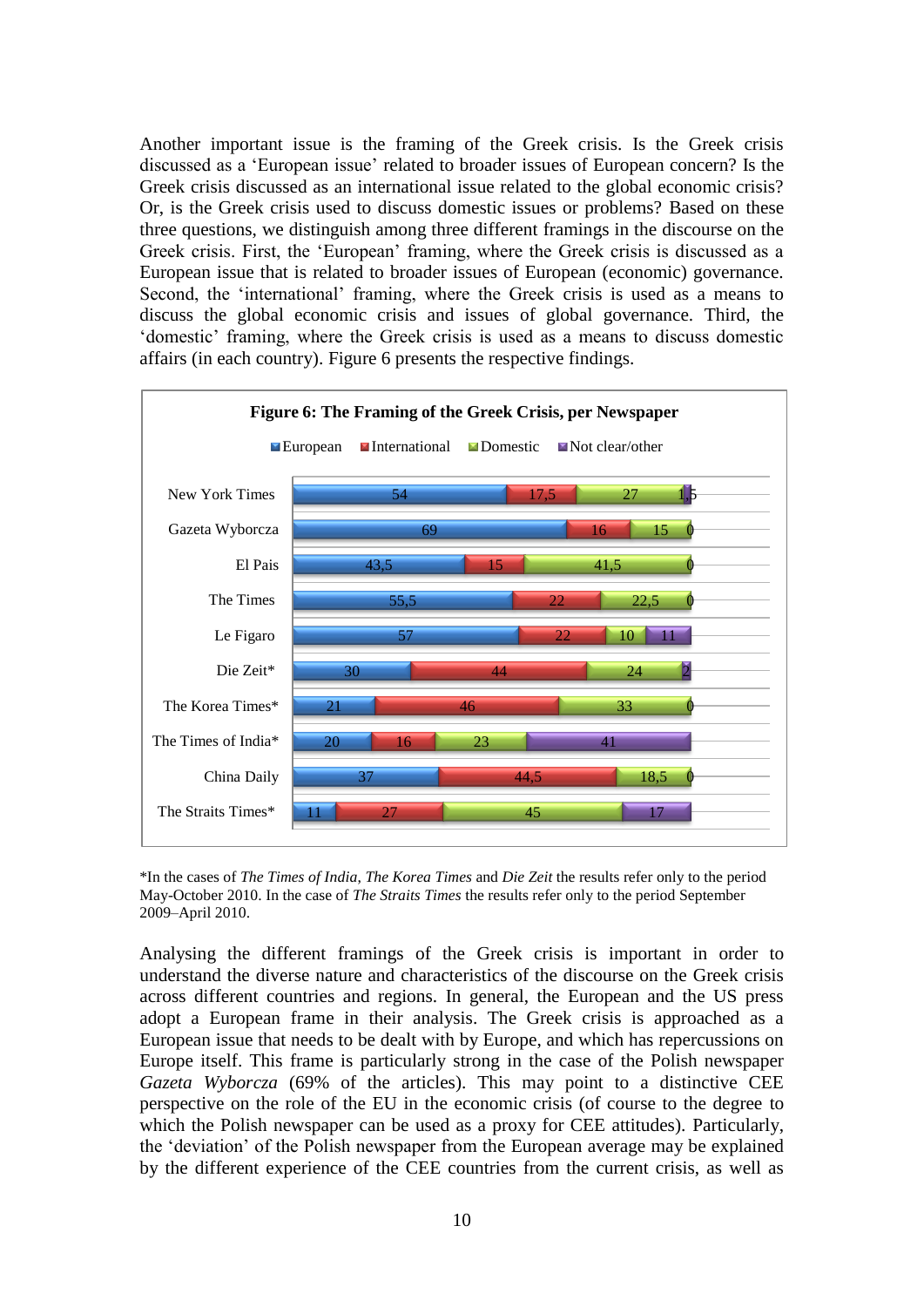Another important issue is the framing of the Greek crisis. Is the Greek crisis discussed as a 'European issue' related to broader issues of European concern? Is the Greek crisis discussed as an international issue related to the global economic crisis? Or, is the Greek crisis used to discuss domestic issues or problems? Based on these three questions, we distinguish among three different framings in the discourse on the Greek crisis. First, the 'European' framing, where the Greek crisis is discussed as a European issue that is related to broader issues of European (economic) governance. Second, the 'international' framing, where the Greek crisis is used as a means to discuss the global economic crisis and issues of global governance. Third, the 'domestic' framing, where the Greek crisis is used as a means to discuss domestic affairs (in each country). Figure 6 presents the respective findings.

**Figure 6: The Framing of the Greek Crisis, per Newspaper**

| Newspaper | European | International | Domestic | Not clear/other |
|---|---|---|---|---|
| New York Times | 54 | 17,5 | 27 | 1,5 |
| Gazeta Wyborcza | 69 | 16 | 15 | 0 |
| El Pais | 43,5 | 15 | 41,5 | 0 |
| The Times | 55,5 | 22 | 22,5 | 0 |
| Le Figaro | 57 | 22 | 10 | 11 |
| Die Zeit* | 30 | 44 | 24 | 2 |
| The Korea Times* | 21 | 46 | 33 | 0 |
| The Times of India* | 20 | 16 | 23 | 41 |
| China Daily | 37 | 44,5 | 18,5 | 0 |
| The Straits Times* | 11 | 27 | 45 | 17 |

*In the cases of *The Times of India*, *The Korea Times* and *Die Zeit* the results refer only to the period May-October 2010. In the case of *The Straits Times* the results refer only to the period September 2009–April 2010.

Analysing the different framings of the Greek crisis is important in order to understand the diverse nature and characteristics of the discourse on the Greek crisis across different countries and regions. In general, the European and the US press adopt a European frame in their analysis. The Greek crisis is approached as a European issue that needs to be dealt with by Europe, and which has repercussions on Europe itself. This frame is particularly strong in the case of the Polish newspaper *Gazeta Wyborcza* (69% of the articles). This may point to a distinctive CEE perspective on the role of the EU in the economic crisis (of course to the degree to which the Polish newspaper can be used as a proxy for CEE attitudes). Particularly, the 'deviation' of the Polish newspaper from the European average may be explained by the different experience of the CEE countries from the current crisis, as well as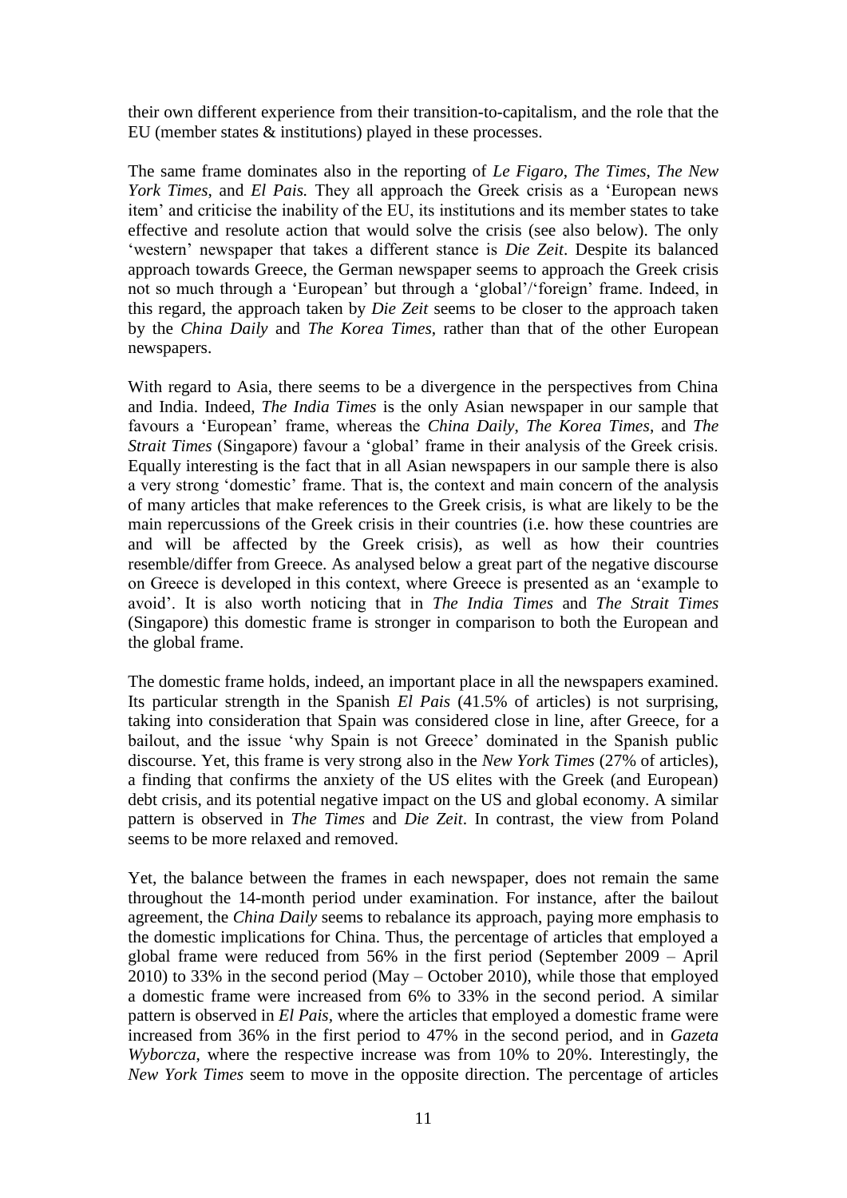their own different experience from their transition-to-capitalism, and the role that the EU (member states & institutions) played in these processes.

The same frame dominates also in the reporting of *Le Figaro*, *The Times*, *The New York Times*, and *El Pais.* They all approach the Greek crisis as a 'European news item' and criticise the inability of the EU, its institutions and its member states to take effective and resolute action that would solve the crisis (see also below). The only 'western' newspaper that takes a different stance is *Die Zeit*. Despite its balanced approach towards Greece, the German newspaper seems to approach the Greek crisis not so much through a 'European' but through a 'global'/'foreign' frame. Indeed, in this regard, the approach taken by *Die Zeit* seems to be closer to the approach taken by the *China Daily* and *The Korea Times*, rather than that of the other European newspapers.

With regard to Asia, there seems to be a divergence in the perspectives from China and India. Indeed, *The India Times* is the only Asian newspaper in our sample that favours a 'European' frame, whereas the *China Daily*, *The Korea Times*, and *The Strait Times* (Singapore) favour a 'global' frame in their analysis of the Greek crisis. Equally interesting is the fact that in all Asian newspapers in our sample there is also a very strong 'domestic' frame. That is, the context and main concern of the analysis of many articles that make references to the Greek crisis, is what are likely to be the main repercussions of the Greek crisis in their countries (i.e. how these countries are and will be affected by the Greek crisis), as well as how their countries resemble/differ from Greece. As analysed below a great part of the negative discourse on Greece is developed in this context, where Greece is presented as an 'example to avoid'. It is also worth noticing that in *The India Times* and *The Strait Times* (Singapore) this domestic frame is stronger in comparison to both the European and the global frame.

The domestic frame holds, indeed, an important place in all the newspapers examined. Its particular strength in the Spanish *El Pais* (41.5% of articles) is not surprising, taking into consideration that Spain was considered close in line, after Greece, for a bailout, and the issue 'why Spain is not Greece' dominated in the Spanish public discourse. Yet, this frame is very strong also in the *New York Times* (27% of articles), a finding that confirms the anxiety of the US elites with the Greek (and European) debt crisis, and its potential negative impact on the US and global economy. A similar pattern is observed in *The Times* and *Die Zeit*. In contrast, the view from Poland seems to be more relaxed and removed.

Yet, the balance between the frames in each newspaper, does not remain the same throughout the 14-month period under examination. For instance, after the bailout agreement, the *China Daily* seems to rebalance its approach, paying more emphasis to the domestic implications for China. Thus, the percentage of articles that employed a global frame were reduced from 56% in the first period (September 2009 – April 2010) to 33% in the second period (May – October 2010), while those that employed a domestic frame were increased from 6% to 33% in the second period. A similar pattern is observed in *El Pais*, where the articles that employed a domestic frame were increased from 36% in the first period to 47% in the second period, and in *Gazeta Wyborcza*, where the respective increase was from 10% to 20%. Interestingly, the *New York Times* seem to move in the opposite direction. The percentage of articles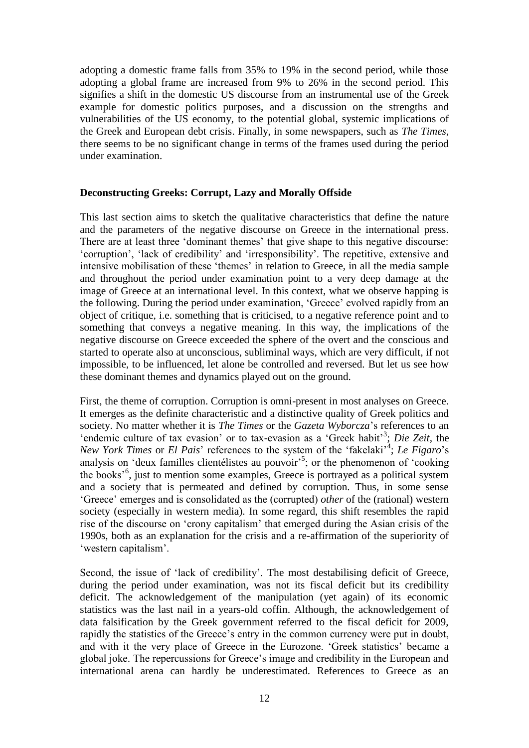adopting a domestic frame falls from 35% to 19% in the second period, while those adopting a global frame are increased from 9% to 26% in the second period. This signifies a shift in the domestic US discourse from an instrumental use of the Greek example for domestic politics purposes, and a discussion on the strengths and vulnerabilities of the US economy, to the potential global, systemic implications of the Greek and European debt crisis. Finally, in some newspapers, such as *The Times*, there seems to be no significant change in terms of the frames used during the period under examination.

**Deconstructing Greeks: Corrupt, Lazy and Morally Offside**

This last section aims to sketch the qualitative characteristics that define the nature and the parameters of the negative discourse on Greece in the international press. There are at least three 'dominant themes' that give shape to this negative discourse: 'corruption', 'lack of credibility' and 'irresponsibility'. The repetitive, extensive and intensive mobilisation of these 'themes' in relation to Greece, in all the media sample and throughout the period under examination point to a very deep damage at the image of Greece at an international level. In this context, what we observe happing is the following. During the period under examination, 'Greece' evolved rapidly from an object of critique, i.e. something that is criticised, to a negative reference point and to something that conveys a negative meaning. In this way, the implications of the negative discourse on Greece exceeded the sphere of the overt and the conscious and started to operate also at unconscious, subliminal ways, which are very difficult, if not impossible, to be influenced, let alone be controlled and reversed. But let us see how these dominant themes and dynamics played out on the ground.

First, the theme of corruption. Corruption is omni-present in most analyses on Greece. It emerges as the definite characteristic and a distinctive quality of Greek politics and society. No matter whether it is *The Times* or the *Gazeta Wyborcza*'s references to an 'endemic culture of tax evasion' or to tax-evasion as a 'Greek habit'[3]; *Die Zeit*, the *New York Times* or *El Pais*' references to the system of the 'fakelaki'[4]; *Le Figaro*'s analysis on 'deux familles clientélistes au pouvoir'[5]; or the phenomenon of 'cooking the books'[6], just to mention some examples, Greece is portrayed as a political system and a society that is permeated and defined by corruption. Thus, in some sense 'Greece' emerges and is consolidated as the (corrupted) *other* of the (rational) western society (especially in western media). In some regard, this shift resembles the rapid rise of the discourse on 'crony capitalism' that emerged during the Asian crisis of the 1990s, both as an explanation for the crisis and a re-affirmation of the superiority of 'western capitalism'.

Second, the issue of 'lack of credibility'. The most destabilising deficit of Greece, during the period under examination, was not its fiscal deficit but its credibility deficit. The acknowledgement of the manipulation (yet again) of its economic statistics was the last nail in a years-old coffin. Although, the acknowledgement of data falsification by the Greek government referred to the fiscal deficit for 2009, rapidly the statistics of the Greece's entry in the common currency were put in doubt, and with it the very place of Greece in the Eurozone. 'Greek statistics' became a global joke. The repercussions for Greece's image and credibility in the European and international arena can hardly be underestimated. References to Greece as an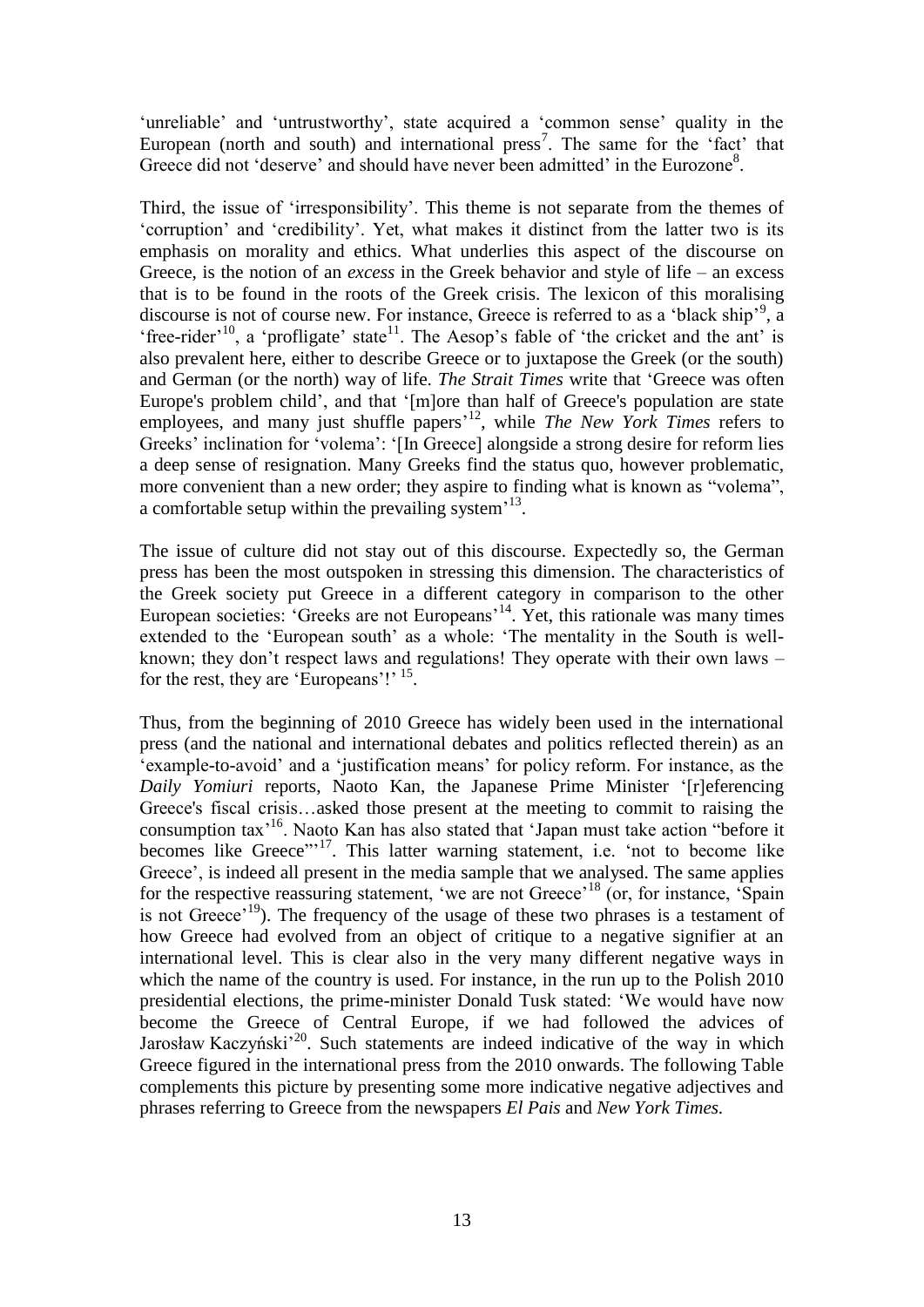'unreliable' and 'untrustworthy', state acquired a 'common sense' quality in the European (north and south) and international press[7]. The same for the 'fact' that Greece did not 'deserve' and should have never been admitted' in the Eurozone[8].

Third, the issue of 'irresponsibility'. This theme is not separate from the themes of 'corruption' and 'credibility'. Yet, what makes it distinct from the latter two is its emphasis on morality and ethics. What underlies this aspect of the discourse on Greece, is the notion of an *excess* in the Greek behavior and style of life – an excess that is to be found in the roots of the Greek crisis. The lexicon of this moralising discourse is not of course new. For instance, Greece is referred to as a 'black ship'[9], a 'free-rider'[10], a 'profligate' state[11]. The Aesop's fable of 'the cricket and the ant' is also prevalent here, either to describe Greece or to juxtapose the Greek (or the south) and German (or the north) way of life. *The Strait Times* write that 'Greece was often Europe's problem child', and that '[m]ore than half of Greece's population are state employees, and many just shuffle papers'[12], while *The New York Times* refers to Greeks' inclination for 'volema': '[In Greece] alongside a strong desire for reform lies a deep sense of resignation. Many Greeks find the status quo, however problematic, more convenient than a new order; they aspire to finding what is known as "volema", a comfortable setup within the prevailing system'[13].

The issue of culture did not stay out of this discourse. Expectedly so, the German press has been the most outspoken in stressing this dimension. The characteristics of the Greek society put Greece in a different category in comparison to the other European societies: 'Greeks are not Europeans'[14]. Yet, this rationale was many times extended to the 'European south' as a whole: 'The mentality in the South is well-known; they don't respect laws and regulations! They operate with their own laws – for the rest, they are 'Europeans'!' [15].

Thus, from the beginning of 2010 Greece has widely been used in the international press (and the national and international debates and politics reflected therein) as an 'example-to-avoid' and a 'justification means' for policy reform. For instance, as the *Daily Yomiuri* reports, Naoto Kan, the Japanese Prime Minister '[r]eferencing Greece's fiscal crisis…asked those present at the meeting to commit to raising the consumption tax'[16]. Naoto Kan has also stated that 'Japan must take action "before it becomes like Greece"'[17]. This latter warning statement, i.e. 'not to become like Greece', is indeed all present in the media sample that we analysed. The same applies for the respective reassuring statement, 'we are not Greece'[18] (or, for instance, 'Spain is not Greece'[19]). The frequency of the usage of these two phrases is a testament of how Greece had evolved from an object of critique to a negative signifier at an international level. This is clear also in the very many different negative ways in which the name of the country is used. For instance, in the run up to the Polish 2010 presidential elections, the prime-minister Donald Tusk stated: 'We would have now become the Greece of Central Europe, if we had followed the advices of Jarosław Kaczyński'[20]. Such statements are indeed indicative of the way in which Greece figured in the international press from the 2010 onwards. The following Table complements this picture by presenting some more indicative negative adjectives and phrases referring to Greece from the newspapers *El Pais* and *New York Times*.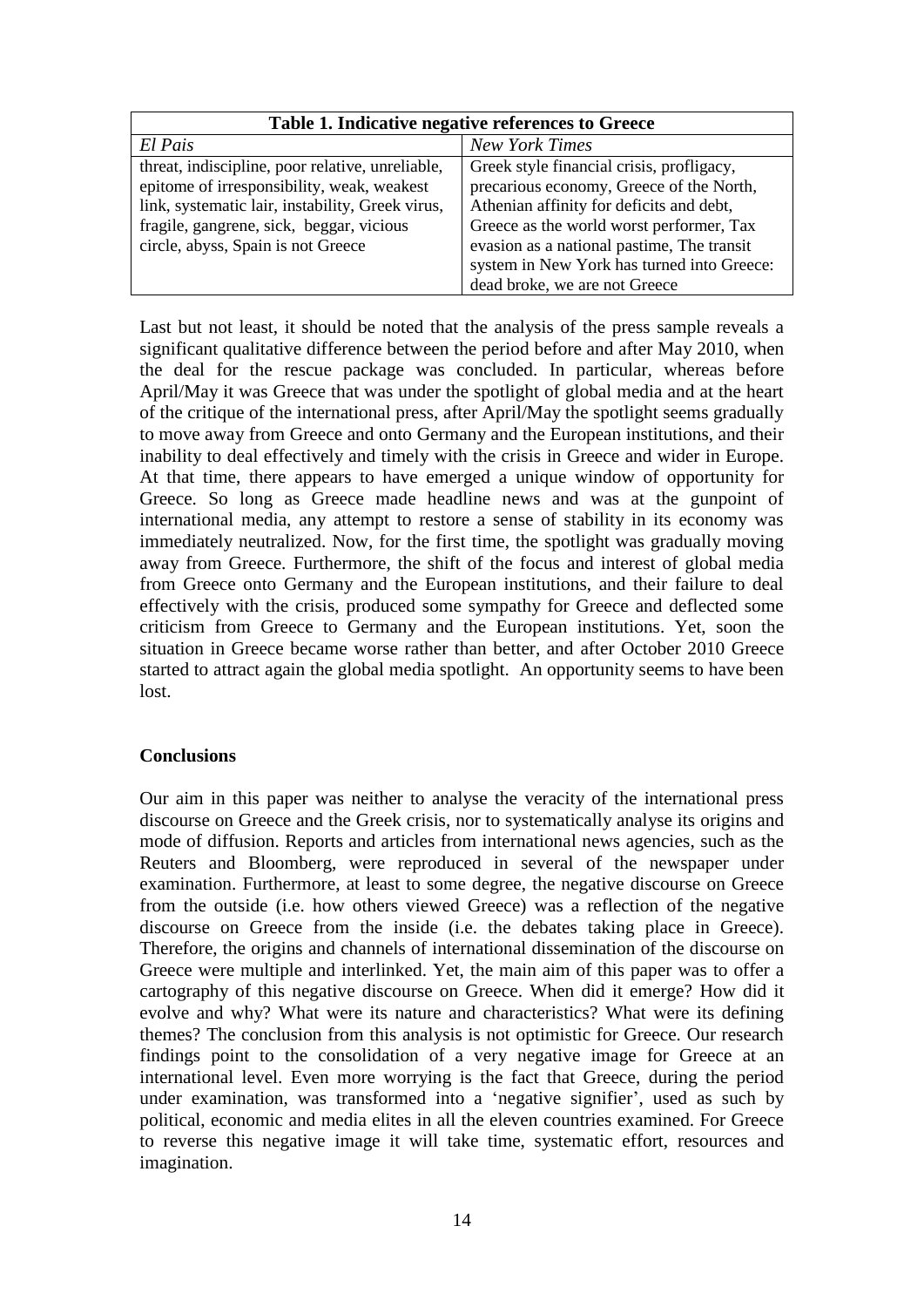**Table 1. Indicative negative references to Greece**

| *El Pais* | *New York Times* |
|---|---|
| threat, indiscipline, poor relative, unreliable, epitome of irresponsibility, weak, weakest link, systematic lair, instability, Greek virus, fragile, gangrene, sick, beggar, vicious circle, abyss, Spain is not Greece | Greek style financial crisis, profligacy, precarious economy, Greece of the North, Athenian affinity for deficits and debt, Greece as the world worst performer, Tax evasion as a national pastime, The transit system in New York has turned into Greece: dead broke, we are not Greece |

Last but not least, it should be noted that the analysis of the press sample reveals a significant qualitative difference between the period before and after May 2010, when the deal for the rescue package was concluded. In particular, whereas before April/May it was Greece that was under the spotlight of global media and at the heart of the critique of the international press, after April/May the spotlight seems gradually to move away from Greece and onto Germany and the European institutions, and their inability to deal effectively and timely with the crisis in Greece and wider in Europe. At that time, there appears to have emerged a unique window of opportunity for Greece. So long as Greece made headline news and was at the gunpoint of international media, any attempt to restore a sense of stability in its economy was immediately neutralized. Now, for the first time, the spotlight was gradually moving away from Greece. Furthermore, the shift of the focus and interest of global media from Greece onto Germany and the European institutions, and their failure to deal effectively with the crisis, produced some sympathy for Greece and deflected some criticism from Greece to Germany and the European institutions. Yet, soon the situation in Greece became worse rather than better, and after October 2010 Greece started to attract again the global media spotlight. An opportunity seems to have been lost.

## Conclusions

Our aim in this paper was neither to analyse the veracity of the international press discourse on Greece and the Greek crisis, nor to systematically analyse its origins and mode of diffusion. Reports and articles from international news agencies, such as the Reuters and Bloomberg, were reproduced in several of the newspaper under examination. Furthermore, at least to some degree, the negative discourse on Greece from the outside (i.e. how others viewed Greece) was a reflection of the negative discourse on Greece from the inside (i.e. the debates taking place in Greece). Therefore, the origins and channels of international dissemination of the discourse on Greece were multiple and interlinked. Yet, the main aim of this paper was to offer a cartography of this negative discourse on Greece. When did it emerge? How did it evolve and why? What were its nature and characteristics? What were its defining themes? The conclusion from this analysis is not optimistic for Greece. Our research findings point to the consolidation of a very negative image for Greece at an international level. Even more worrying is the fact that Greece, during the period under examination, was transformed into a 'negative signifier', used as such by political, economic and media elites in all the eleven countries examined. For Greece to reverse this negative image it will take time, systematic effort, resources and imagination.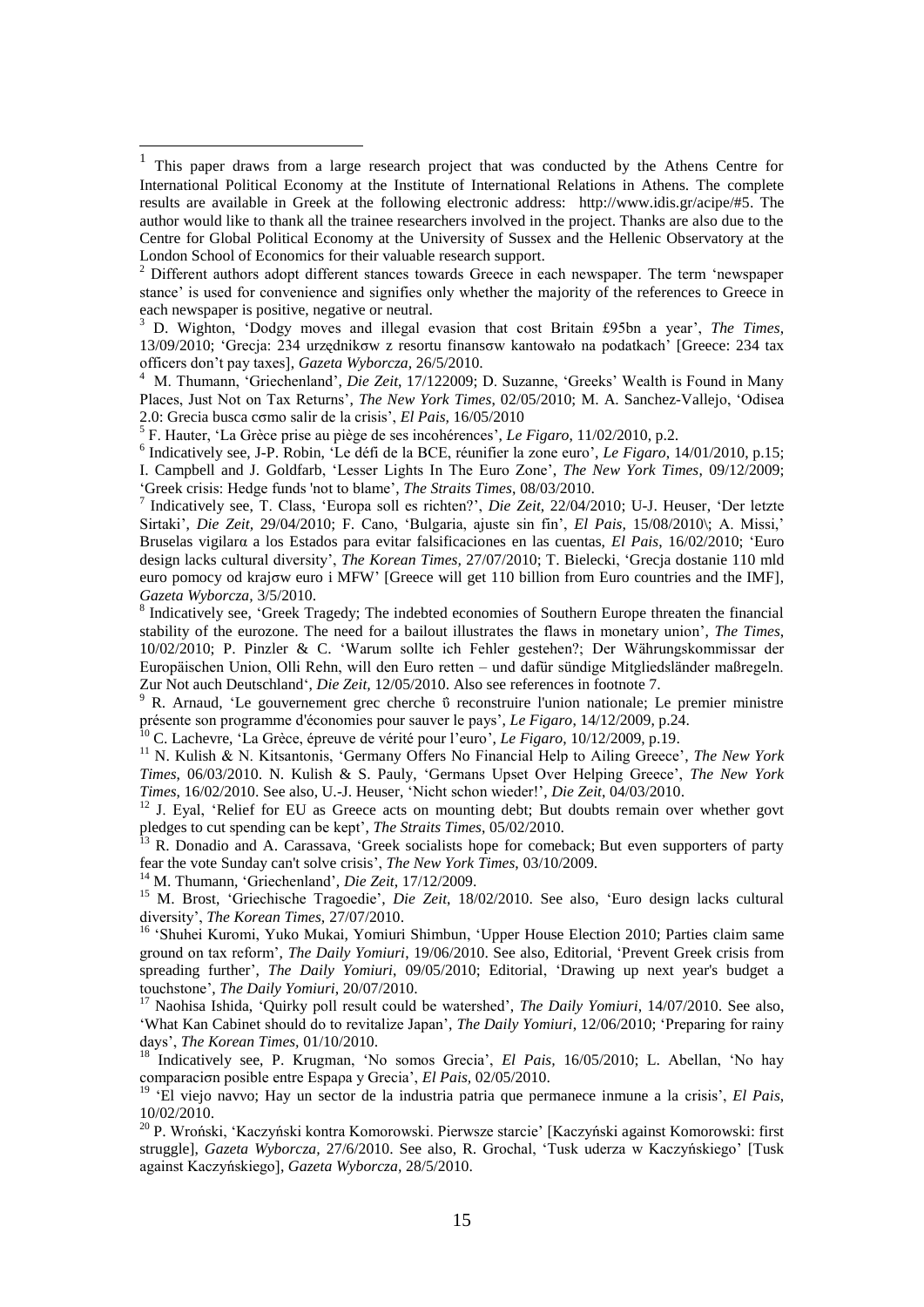[1] This paper draws from a large research project that was conducted by the Athens Centre for International Political Economy at the Institute of International Relations in Athens. The complete results are available in Greek at the following electronic address: http://www.idis.gr/acipe/#5. The author would like to thank all the trainee researchers involved in the project. Thanks are also due to the Centre for Global Political Economy at the University of Sussex and the Hellenic Observatory at the London School of Economics for their valuable research support.

[2] Different authors adopt different stances towards Greece in each newspaper. The term 'newspaper stance' is used for convenience and signifies only whether the majority of the references to Greece in each newspaper is positive, negative or neutral.

[3] D. Wighton, 'Dodgy moves and illegal evasion that cost Britain £95bn a year', *The Times*, 13/09/2010; 'Grecja: 234 urzędnikσw z resortu finansσw kantowało na podatkach' [Greece: 234 tax officers don't pay taxes], *Gazeta Wyborcza*, 26/5/2010.

[4] M. Thumann, 'Griechenland', *Die Zeit*, 17/122009; D. Suzanne, 'Greeks' Wealth is Found in Many Places, Just Not on Tax Returns', *The New York Times*, 02/05/2010; M. A. Sanchez-Vallejo, 'Odisea 2.0: Grecia busca cσmo salir de la crisis', *El Pais*, 16/05/2010

[5] F. Hauter, 'La Grèce prise au piège de ses incohérences', *Le Figaro*, 11/02/2010, p.2.

[6] Indicatively see, J-P. Robin, 'Le défi de la BCE, réunifier la zone euro', *Le Figaro*, 14/01/2010, p.15; I. Campbell and J. Goldfarb, 'Lesser Lights In The Euro Zone', *The New York Times*, 09/12/2009; 'Greek crisis: Hedge funds 'not to blame', *The Straits Times*, 08/03/2010.

[7] Indicatively see, T. Class, 'Europa soll es richten?', *Die Zeit*, 22/04/2010; U-J. Heuser, 'Der letzte Sirtaki', *Die Zeit*, 29/04/2010; F. Cano, 'Bulgaria, ajuste sin fin', *El Pais*, 15/08/2010\; A. Missi,' Bruselas vigilarα a los Estados para evitar falsificaciones en las cuentas, *El Pais*, 16/02/2010; 'Euro design lacks cultural diversity', *The Korean Times*, 27/07/2010; T. Bielecki, 'Grecja dostanie 110 mld euro pomocy od krajσw euro i MFW' [Greece will get 110 billion from Euro countries and the IMF], *Gazeta Wyborcza*, 3/5/2010.

[8] Indicatively see, 'Greek Tragedy; The indebted economies of Southern Europe threaten the financial stability of the eurozone. The need for a bailout illustrates the flaws in monetary union', *The Times*, 10/02/2010; P. Pinzler & C. 'Warum sollte ich Fehler gestehen?; Der Währungskommissar der Europäischen Union, Olli Rehn, will den Euro retten – und dafür sündige Mitgliedsländer maßregeln. Zur Not auch Deutschland', *Die Zeit*, 12/05/2010. Also see references in footnote 7.

[9] R. Arnaud, 'Le gouvernement grec cherche ΰ reconstruire l'union nationale; Le premier ministre présente son programme d'économies pour sauver le pays', *Le Figaro*, 14/12/2009, p.24.

[10] C. Lachevre, 'La Grèce, épreuve de vérité pour l'euro', *Le Figaro*, 10/12/2009, p.19.

[11] N. Kulish & N. Kitsantonis, 'Germany Offers No Financial Help to Ailing Greece', *The New York Times*, 06/03/2010. N. Kulish & S. Pauly, 'Germans Upset Over Helping Greece', *The New York Times*, 16/02/2010. See also, U.-J. Heuser, 'Nicht schon wieder!', *Die Zeit*, 04/03/2010.

[12] J. Eyal, 'Relief for EU as Greece acts on mounting debt; But doubts remain over whether govt pledges to cut spending can be kept', *The Straits Times*, 05/02/2010.

[13] R. Donadio and A. Carassava, 'Greek socialists hope for comeback; But even supporters of party fear the vote Sunday can't solve crisis', *The New York Times*, 03/10/2009.

[14] M. Thumann, 'Griechenland', *Die Zeit*, 17/12/2009.

[15] M. Brost, 'Griechische Tragoedie', *Die Zeit*, 18/02/2010. See also, 'Euro design lacks cultural diversity', *The Korean Times*, 27/07/2010.

[16] 'Shuhei Kuromi, Yuko Mukai, Yomiuri Shimbun, 'Upper House Election 2010; Parties claim same ground on tax reform', *The Daily Yomiuri*, 19/06/2010. See also, Editorial, 'Prevent Greek crisis from spreading further', *The Daily Yomiuri*, 09/05/2010; Editorial, 'Drawing up next year's budget a touchstone', *The Daily Yomiuri*, 20/07/2010.

[17] Naohisa Ishida, 'Quirky poll result could be watershed', *The Daily Yomiuri*, 14/07/2010. See also, 'What Kan Cabinet should do to revitalize Japan', *The Daily Yomiuri*, 12/06/2010; 'Preparing for rainy days', *The Korean Times*, 01/10/2010.

[18] Indicatively see, P. Krugman, 'No somos Grecia', *El Pais*, 16/05/2010; L. Abellan, 'No hay comparacισn posible entre Espapa y Grecia', *El Pais*, 02/05/2010.

[19] 'El viejo navvo; Hay un sector de la industria patria que permanece inmune a la crisis', *El Pais*, 10/02/2010.

[20] P. Wroński, 'Kaczyński kontra Komorowski. Pierwsze starcie' [Kaczyński against Komorowski: first struggle], *Gazeta Wyborcza*, 27/6/2010. See also, R. Grochal, 'Tusk uderza w Kaczyńskiego' [Tusk against Kaczyńskiego], *Gazeta Wyborcza*, 28/5/2010.